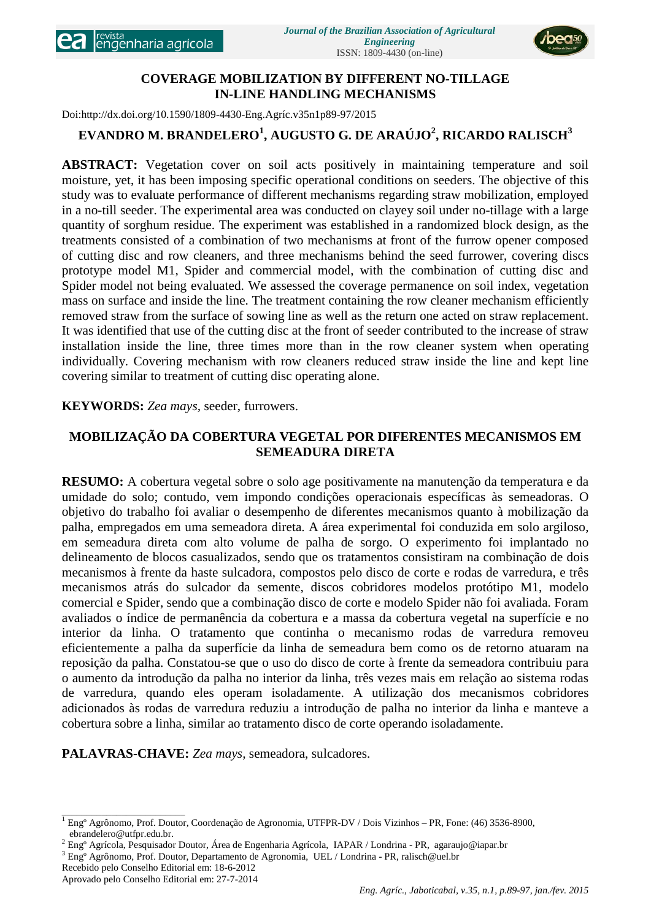# COVERAGE MOBILIZATION BY DIFFERENT NO-TILLAGE IN-LINE HANDLING MECHANISMS

Doi:http://dx.doi.org/10.1590/1809-4430-Eng.Agríc.v35n1p89-97/2015

**EVANDRO M. BRANDELERO[1], AUGUSTO G. DE ARAÚJO[2], RICARDO RALISCH[3]**

**ABSTRACT:** Vegetation cover on soil acts positively in maintaining temperature and soil moisture, yet, it has been imposing specific operational conditions on seeders. The objective of this study was to evaluate performance of different mechanisms regarding straw mobilization, employed in a no-till seeder. The experimental area was conducted on clayey soil under no-tillage with a large quantity of sorghum residue. The experiment was established in a randomized block design, as the treatments consisted of a combination of two mechanisms at front of the furrow opener composed of cutting disc and row cleaners, and three mechanisms behind the seed furrower, covering discs prototype model M1, Spider and commercial model, with the combination of cutting disc and Spider model not being evaluated. We assessed the coverage permanence on soil index, vegetation mass on surface and inside the line. The treatment containing the row cleaner mechanism efficiently removed straw from the surface of sowing line as well as the return one acted on straw replacement. It was identified that use of the cutting disc at the front of seeder contributed to the increase of straw installation inside the line, three times more than in the row cleaner system when operating individually. Covering mechanism with row cleaners reduced straw inside the line and kept line covering similar to treatment of cutting disc operating alone.

**KEYWORDS:** *Zea mays*, seeder, furrowers.

## MOBILIZAÇÃO DA COBERTURA VEGETAL POR DIFERENTES MECANISMOS EM SEMEADURA DIRETA

**RESUMO:** A cobertura vegetal sobre o solo age positivamente na manutenção da temperatura e da umidade do solo; contudo, vem impondo condições operacionais específicas às semeadoras. O objetivo do trabalho foi avaliar o desempenho de diferentes mecanismos quanto à mobilização da palha, empregados em uma semeadora direta. A área experimental foi conduzida em solo argiloso, em semeadura direta com alto volume de palha de sorgo. O experimento foi implantado no delineamento de blocos casualizados, sendo que os tratamentos consistiram na combinação de dois mecanismos à frente da haste sulcadora, compostos pelo disco de corte e rodas de varredura, e três mecanismos atrás do sulcador da semente, discos cobridores modelos protótipo M1, modelo comercial e Spider, sendo que a combinação disco de corte e modelo Spider não foi avaliada. Foram avaliados o índice de permanência da cobertura e a massa da cobertura vegetal na superfície e no interior da linha. O tratamento que continha o mecanismo rodas de varredura removeu eficientemente a palha da superfície da linha de semeadura bem como os de retorno atuaram na reposição da palha. Constatou-se que o uso do disco de corte à frente da semeadora contribuiu para o aumento da introdução da palha no interior da linha, três vezes mais em relação ao sistema rodas de varredura, quando eles operam isoladamente. A utilização dos mecanismos cobridores adicionados às rodas de varredura reduziu a introdução de palha no interior da linha e manteve a cobertura sobre a linha, similar ao tratamento disco de corte operando isoladamente.

**PALAVRAS-CHAVE:** *Zea mays*, semeadora, sulcadores.

---

[1] Engº Agrônomo, Prof. Doutor, Coordenação de Agronomia, UTFPR-DV / Dois Vizinhos – PR, Fone: (46) 3536-8900, ebrandelero@utfpr.edu.br.

[2] Engº Agrícola, Pesquisador Doutor, Área de Engenharia Agrícola, IAPAR / Londrina - PR, agaraujo@iapar.br

[3] Engº Agrônomo, Prof. Doutor, Departamento de Agronomia, UEL / Londrina - PR, ralisch@uel.br

Recebido pelo Conselho Editorial em: 18-6-2012

Aprovado pelo Conselho Editorial em: 27-7-2014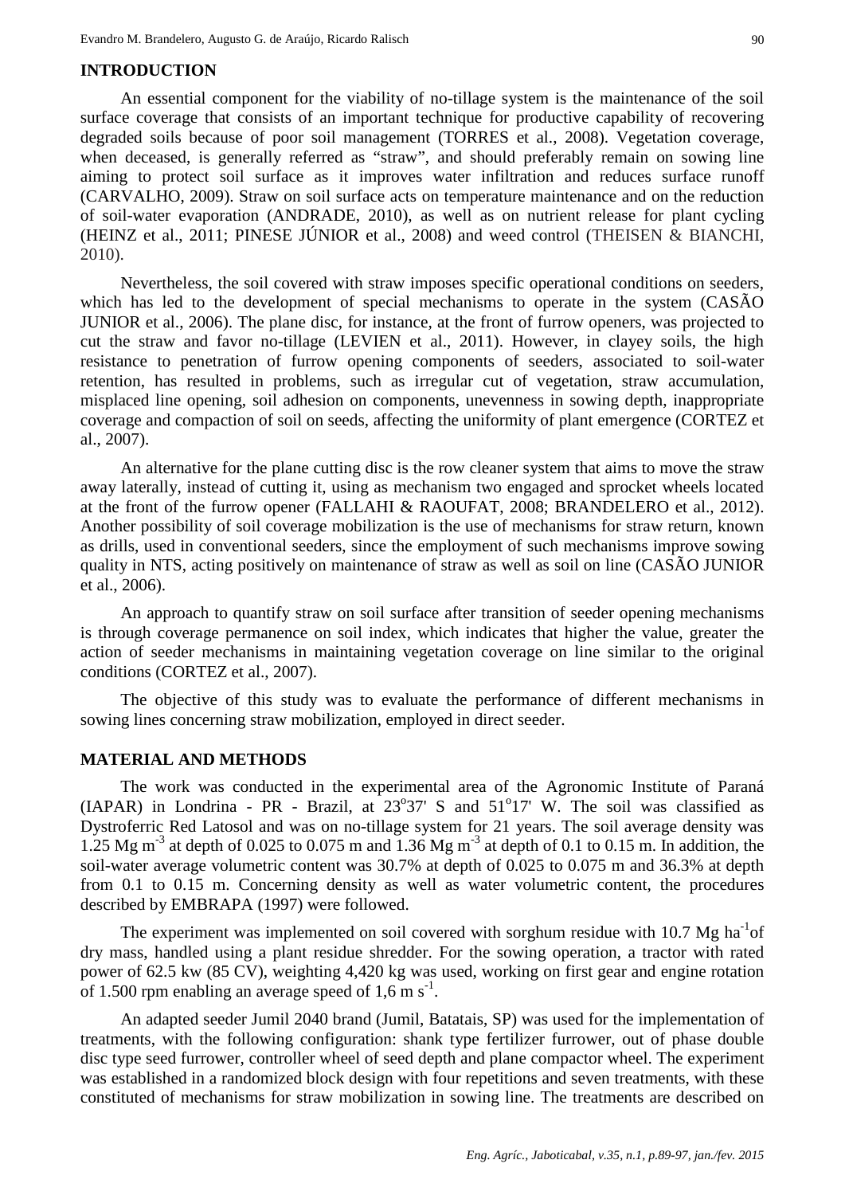## INTRODUCTION

An essential component for the viability of no-tillage system is the maintenance of the soil surface coverage that consists of an important technique for productive capability of recovering degraded soils because of poor soil management (TORRES et al., 2008). Vegetation coverage, when deceased, is generally referred as "straw", and should preferably remain on sowing line aiming to protect soil surface as it improves water infiltration and reduces surface runoff (CARVALHO, 2009). Straw on soil surface acts on temperature maintenance and on the reduction of soil-water evaporation (ANDRADE, 2010), as well as on nutrient release for plant cycling (HEINZ et al., 2011; PINESE JÚNIOR et al., 2008) and weed control (THEISEN & BIANCHI, 2010).

Nevertheless, the soil covered with straw imposes specific operational conditions on seeders, which has led to the development of special mechanisms to operate in the system (CASÃO JUNIOR et al., 2006). The plane disc, for instance, at the front of furrow openers, was projected to cut the straw and favor no-tillage (LEVIEN et al., 2011). However, in clayey soils, the high resistance to penetration of furrow opening components of seeders, associated to soil-water retention, has resulted in problems, such as irregular cut of vegetation, straw accumulation, misplaced line opening, soil adhesion on components, unevenness in sowing depth, inappropriate coverage and compaction of soil on seeds, affecting the uniformity of plant emergence (CORTEZ et al., 2007).

An alternative for the plane cutting disc is the row cleaner system that aims to move the straw away laterally, instead of cutting it, using as mechanism two engaged and sprocket wheels located at the front of the furrow opener (FALLAHI & RAOUFAT, 2008; BRANDELERO et al., 2012). Another possibility of soil coverage mobilization is the use of mechanisms for straw return, known as drills, used in conventional seeders, since the employment of such mechanisms improve sowing quality in NTS, acting positively on maintenance of straw as well as soil on line (CASÃO JUNIOR et al., 2006).

An approach to quantify straw on soil surface after transition of seeder opening mechanisms is through coverage permanence on soil index, which indicates that higher the value, greater the action of seeder mechanisms in maintaining vegetation coverage on line similar to the original conditions (CORTEZ et al., 2007).

The objective of this study was to evaluate the performance of different mechanisms in sowing lines concerning straw mobilization, employed in direct seeder.

## MATERIAL AND METHODS

The work was conducted in the experimental area of the Agronomic Institute of Paraná (IAPAR) in Londrina - PR - Brazil, at 23°37' S and 51°17' W. The soil was classified as Dystroferric Red Latosol and was on no-tillage system for 21 years. The soil average density was 1.25 Mg $m^{-3}$ at depth of 0.025 to 0.075 m and 1.36 Mg $m^{-3}$ at depth of 0.1 to 0.15 m. In addition, the soil-water average volumetric content was 30.7% at depth of 0.025 to 0.075 m and 36.3% at depth from 0.1 to 0.15 m. Concerning density as well as water volumetric content, the procedures described by EMBRAPA (1997) were followed.

The experiment was implemented on soil covered with sorghum residue with 10.7 Mg $ha^{-1}$of dry mass, handled using a plant residue shredder. For the sowing operation, a tractor with rated power of 62.5 kw (85 CV), weighting 4,420 kg was used, working on first gear and engine rotation of 1.500 rpm enabling an average speed of 1,6 m $s^{-1}$.

An adapted seeder Jumil 2040 brand (Jumil, Batatais, SP) was used for the implementation of treatments, with the following configuration: shank type fertilizer furrower, out of phase double disc type seed furrower, controller wheel of seed depth and plane compactor wheel. The experiment was established in a randomized block design with four repetitions and seven treatments, with these constituted of mechanisms for straw mobilization in sowing line. The treatments are described on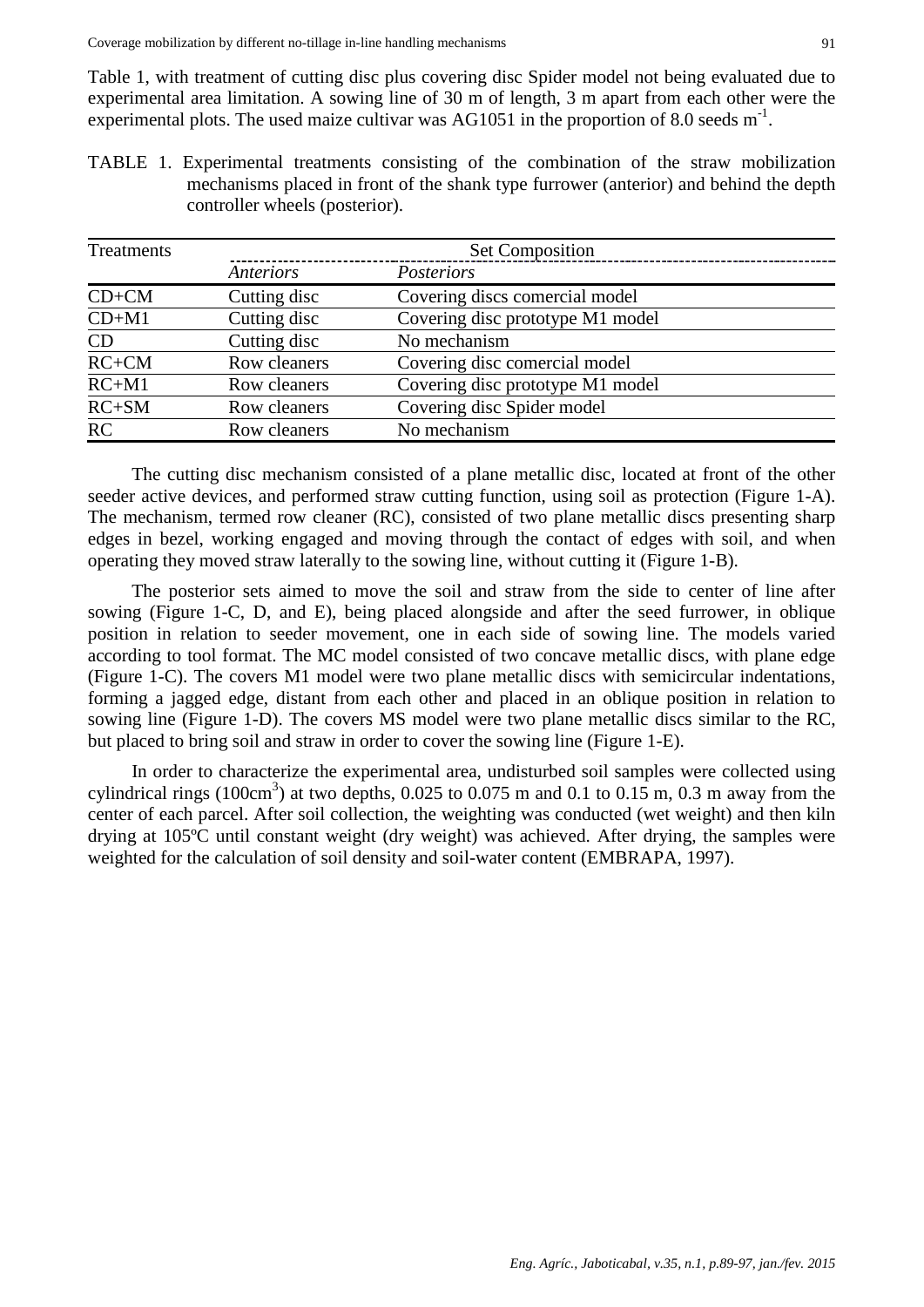Table 1, with treatment of cutting disc plus covering disc Spider model not being evaluated due to experimental area limitation. A sowing line of 30 m of length, 3 m apart from each other were the experimental plots. The used maize cultivar was AG1051 in the proportion of 8.0 seeds $m^{-1}$.

TABLE 1. Experimental treatments consisting of the combination of the straw mobilization mechanisms placed in front of the shank type furrower (anterior) and behind the depth controller wheels (posterior).

| Treatments | Set Composition | |
|---|---|---|
| | *Anteriors* | *Posteriors* |
| CD+CM | Cutting disc | Covering discs comercial model |
| CD+M1 | Cutting disc | Covering disc prototype M1 model |
| CD | Cutting disc | No mechanism |
| RC+CM | Row cleaners | Covering disc comercial model |
| RC+M1 | Row cleaners | Covering disc prototype M1 model |
| RC+SM | Row cleaners | Covering disc Spider model |
| RC | Row cleaners | No mechanism |

The cutting disc mechanism consisted of a plane metallic disc, located at front of the other seeder active devices, and performed straw cutting function, using soil as protection (Figure 1-A). The mechanism, termed row cleaner (RC), consisted of two plane metallic discs presenting sharp edges in bezel, working engaged and moving through the contact of edges with soil, and when operating they moved straw laterally to the sowing line, without cutting it (Figure 1-B).

The posterior sets aimed to move the soil and straw from the side to center of line after sowing (Figure 1-C, D, and E), being placed alongside and after the seed furrower, in oblique position in relation to seeder movement, one in each side of sowing line. The models varied according to tool format. The MC model consisted of two concave metallic discs, with plane edge (Figure 1-C). The covers M1 model were two plane metallic discs with semicircular indentations, forming a jagged edge, distant from each other and placed in an oblique position in relation to sowing line (Figure 1-D). The covers MS model were two plane metallic discs similar to the RC, but placed to bring soil and straw in order to cover the sowing line (Figure 1-E).

In order to characterize the experimental area, undisturbed soil samples were collected using cylindrical rings ($100cm^3$) at two depths, 0.025 to 0.075 m and 0.1 to 0.15 m, 0.3 m away from the center of each parcel. After soil collection, the weighting was conducted (wet weight) and then kiln drying at 105ºC until constant weight (dry weight) was achieved. After drying, the samples were weighted for the calculation of soil density and soil-water content (EMBRAPA, 1997).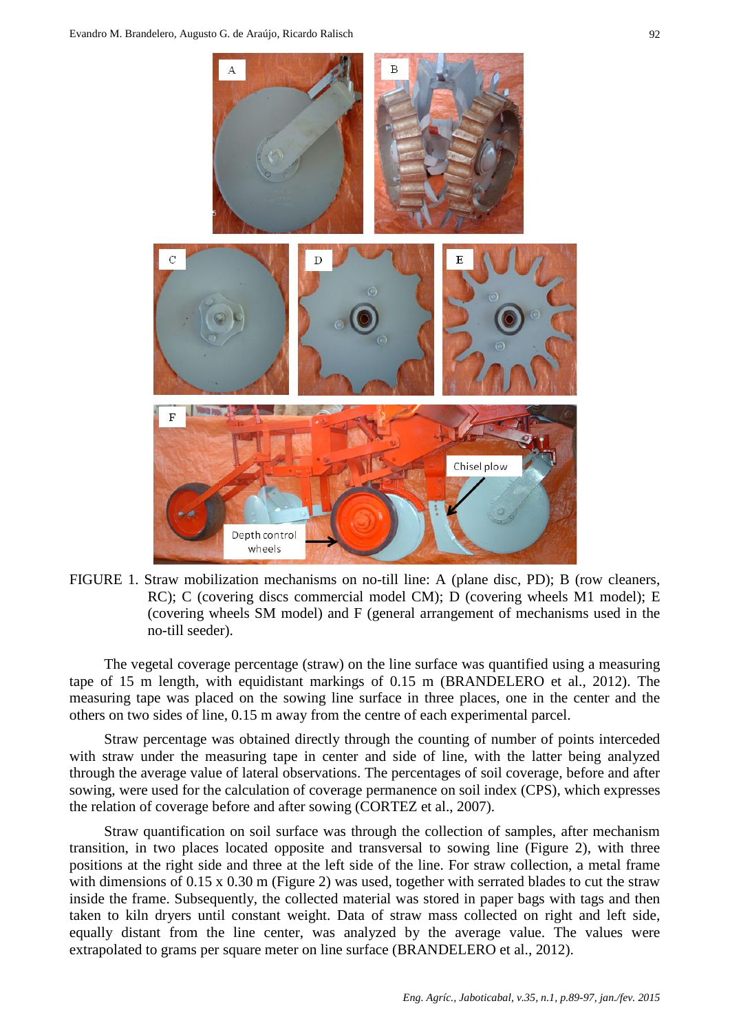FIGURE 1. Straw mobilization mechanisms on no-till line: A (plane disc, PD); B (row cleaners, RC); C (covering discs commercial model CM); D (covering wheels M1 model); E (covering wheels SM model) and F (general arrangement of mechanisms used in the no-till seeder).

The vegetal coverage percentage (straw) on the line surface was quantified using a measuring tape of 15 m length, with equidistant markings of 0.15 m (BRANDELERO et al., 2012). The measuring tape was placed on the sowing line surface in three places, one in the center and the others on two sides of line, 0.15 m away from the centre of each experimental parcel.

Straw percentage was obtained directly through the counting of number of points interceded with straw under the measuring tape in center and side of line, with the latter being analyzed through the average value of lateral observations. The percentages of soil coverage, before and after sowing, were used for the calculation of coverage permanence on soil index (CPS), which expresses the relation of coverage before and after sowing (CORTEZ et al., 2007).

Straw quantification on soil surface was through the collection of samples, after mechanism transition, in two places located opposite and transversal to sowing line (Figure 2), with three positions at the right side and three at the left side of the line. For straw collection, a metal frame with dimensions of 0.15 x 0.30 m (Figure 2) was used, together with serrated blades to cut the straw inside the frame. Subsequently, the collected material was stored in paper bags with tags and then taken to kiln dryers until constant weight. Data of straw mass collected on right and left side, equally distant from the line center, was analyzed by the average value. The values were extrapolated to grams per square meter on line surface (BRANDELERO et al., 2012).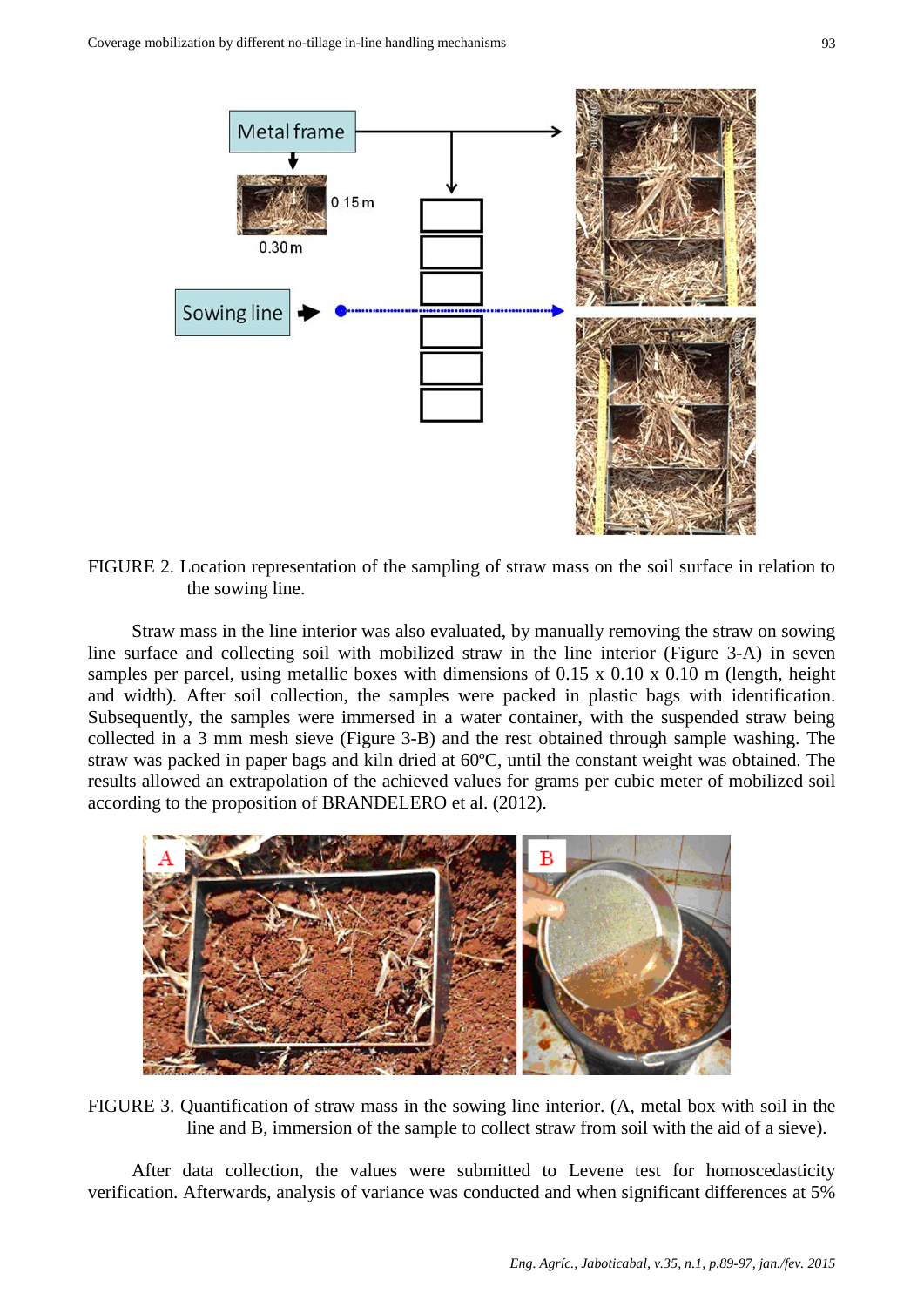FIGURE 2. Location representation of the sampling of straw mass on the soil surface in relation to the sowing line.

Straw mass in the line interior was also evaluated, by manually removing the straw on sowing line surface and collecting soil with mobilized straw in the line interior (Figure 3-A) in seven samples per parcel, using metallic boxes with dimensions of 0.15 x 0.10 x 0.10 m (length, height and width). After soil collection, the samples were packed in plastic bags with identification. Subsequently, the samples were immersed in a water container, with the suspended straw being collected in a 3 mm mesh sieve (Figure 3-B) and the rest obtained through sample washing. The straw was packed in paper bags and kiln dried at 60ºC, until the constant weight was obtained. The results allowed an extrapolation of the achieved values for grams per cubic meter of mobilized soil according to the proposition of BRANDELERO et al. (2012).

FIGURE 3. Quantification of straw mass in the sowing line interior. (A, metal box with soil in the line and B, immersion of the sample to collect straw from soil with the aid of a sieve).

After data collection, the values were submitted to Levene test for homoscedasticity verification. Afterwards, analysis of variance was conducted and when significant differences at 5%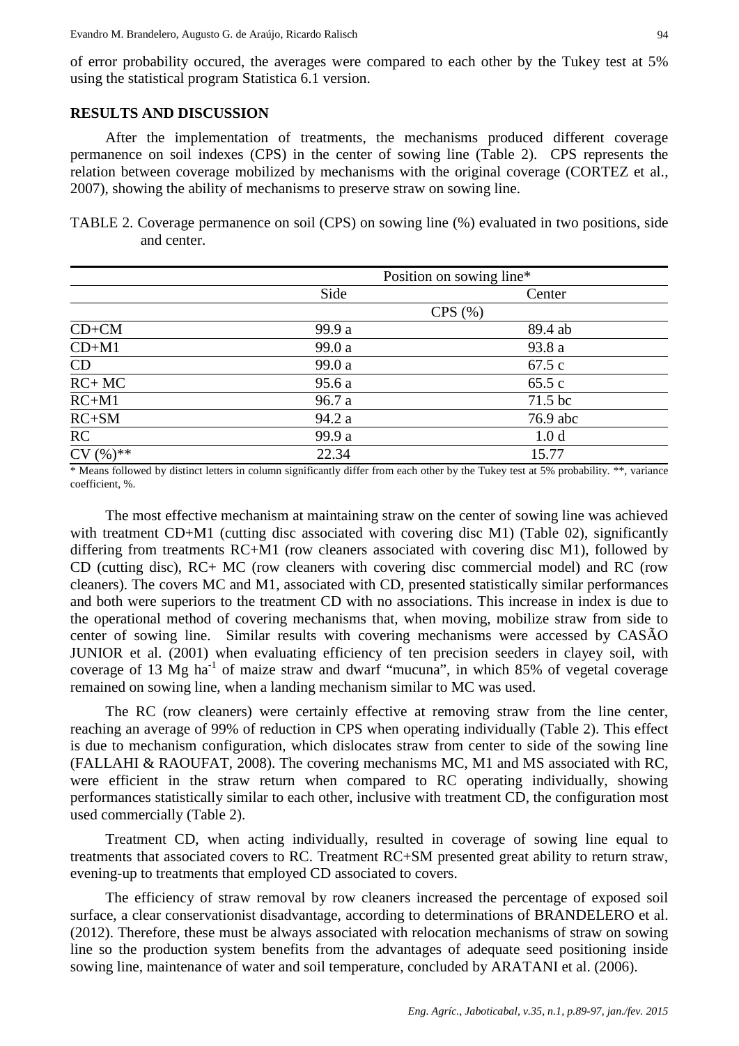of error probability occured, the averages were compared to each other by the Tukey test at 5% using the statistical program Statistica 6.1 version.

## RESULTS AND DISCUSSION

After the implementation of treatments, the mechanisms produced different coverage permanence on soil indexes (CPS) in the center of sowing line (Table 2). CPS represents the relation between coverage mobilized by mechanisms with the original coverage (CORTEZ et al., 2007), showing the ability of mechanisms to preserve straw on sowing line.

TABLE 2. Coverage permanence on soil (CPS) on sowing line (%) evaluated in two positions, side and center.

| | Position on sowing line* | |
|---|---|---|
| | Side | Center |
| | CPS (%) | |
| CD+CM | 99.9 a | 89.4 ab |
| CD+M1 | 99.0 a | 93.8 a |
| CD | 99.0 a | 67.5 c |
| RC+ MC | 95.6 a | 65.5 c |
| RC+M1 | 96.7 a | 71.5 bc |
| RC+SM | 94.2 a | 76.9 abc |
| RC | 99.9 a | 1.0 d |
| CV (%)** | 22.34 | 15.77 |

\* Means followed by distinct letters in column significantly differ from each other by the Tukey test at 5% probability. **, variance coefficient, %.

The most effective mechanism at maintaining straw on the center of sowing line was achieved with treatment CD+M1 (cutting disc associated with covering disc M1) (Table 02), significantly differing from treatments RC+M1 (row cleaners associated with covering disc M1), followed by CD (cutting disc), RC+ MC (row cleaners with covering disc commercial model) and RC (row cleaners). The covers MC and M1, associated with CD, presented statistically similar performances and both were superiors to the treatment CD with no associations. This increase in index is due to the operational method of covering mechanisms that, when moving, mobilize straw from side to center of sowing line. Similar results with covering mechanisms were accessed by CASÃO JUNIOR et al. (2001) when evaluating efficiency of ten precision seeders in clayey soil, with coverage of 13 Mg $ha^{-1}$ of maize straw and dwarf "mucuna", in which 85% of vegetal coverage remained on sowing line, when a landing mechanism similar to MC was used.

The RC (row cleaners) were certainly effective at removing straw from the line center, reaching an average of 99% of reduction in CPS when operating individually (Table 2). This effect is due to mechanism configuration, which dislocates straw from center to side of the sowing line (FALLAHI & RAOUFAT, 2008). The covering mechanisms MC, M1 and MS associated with RC, were efficient in the straw return when compared to RC operating individually, showing performances statistically similar to each other, inclusive with treatment CD, the configuration most used commercially (Table 2).

Treatment CD, when acting individually, resulted in coverage of sowing line equal to treatments that associated covers to RC. Treatment RC+SM presented great ability to return straw, evening-up to treatments that employed CD associated to covers.

The efficiency of straw removal by row cleaners increased the percentage of exposed soil surface, a clear conservationist disadvantage, according to determinations of BRANDELERO et al. (2012). Therefore, these must be always associated with relocation mechanisms of straw on sowing line so the production system benefits from the advantages of adequate seed positioning inside sowing line, maintenance of water and soil temperature, concluded by ARATANI et al. (2006).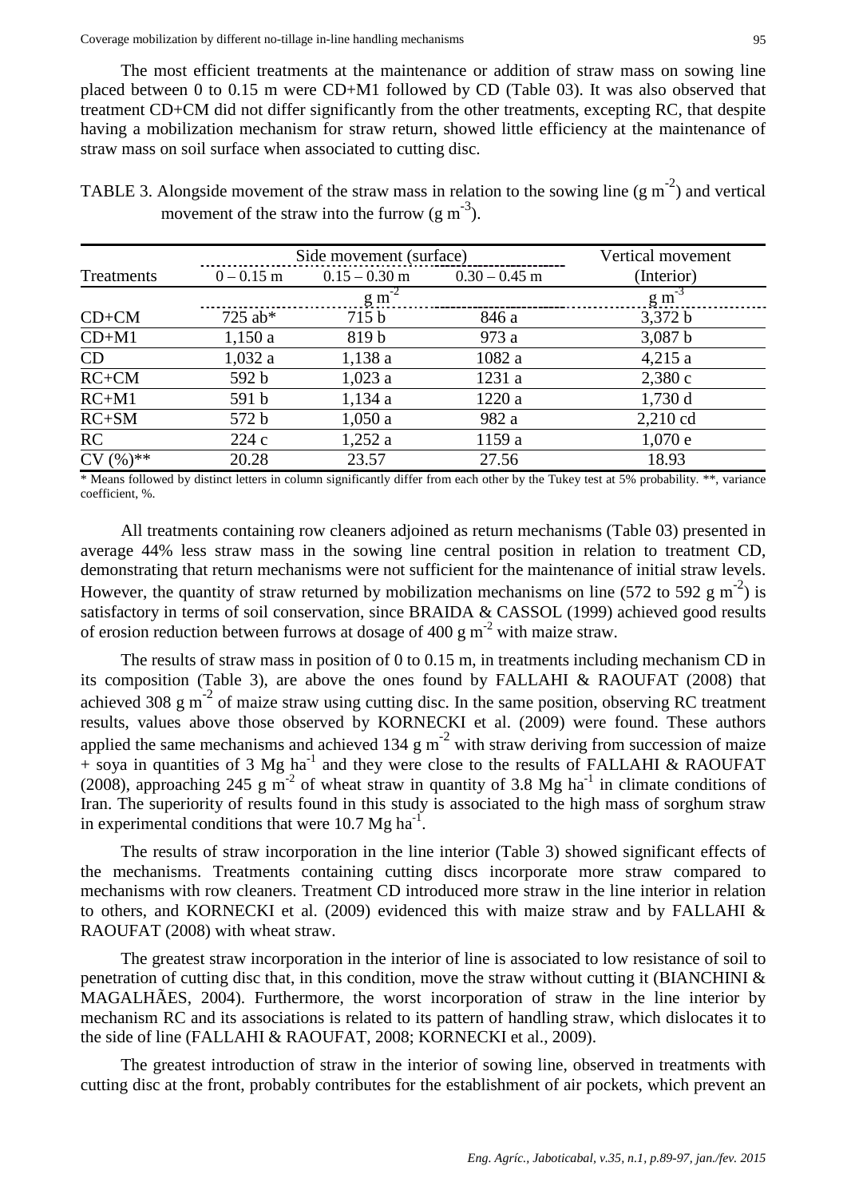The most efficient treatments at the maintenance or addition of straw mass on sowing line placed between 0 to 0.15 m were CD+M1 followed by CD (Table 03). It was also observed that treatment CD+CM did not differ significantly from the other treatments, excepting RC, that despite having a mobilization mechanism for straw return, showed little efficiency at the maintenance of straw mass on soil surface when associated to cutting disc.

TABLE 3. Alongside movement of the straw mass in relation to the sowing line (g $m^{-2}$) and vertical movement of the straw into the furrow (g $m^{-3}$).

| Treatments | Side movement (surface) | | | Vertical movement (Interior) |
|---|---|---|---|---|
| | 0 – 0.15 m | 0.15 – 0.30 m | 0.30 – 0.45 m | |
| | g $m^{-2}$ | | | g $m^{-3}$ |
| CD+CM | 725 ab* | 715 b | 846 a | 3,372 b |
| CD+M1 | 1,150 a | 819 b | 973 a | 3,087 b |
| CD | 1,032 a | 1,138 a | 1082 a | 4,215 a |
| RC+CM | 592 b | 1,023 a | 1231 a | 2,380 c |
| RC+M1 | 591 b | 1,134 a | 1220 a | 1,730 d |
| RC+SM | 572 b | 1,050 a | 982 a | 2,210 cd |
| RC | 224 c | 1,252 a | 1159 a | 1,070 e |
| CV (%)** | 20.28 | 23.57 | 27.56 | 18.93 |

\* Means followed by distinct letters in column significantly differ from each other by the Tukey test at 5% probability. **, variance coefficient, %.

All treatments containing row cleaners adjoined as return mechanisms (Table 03) presented in average 44% less straw mass in the sowing line central position in relation to treatment CD, demonstrating that return mechanisms were not sufficient for the maintenance of initial straw levels. However, the quantity of straw returned by mobilization mechanisms on line (572 to 592 g $m^{-2}$) is satisfactory in terms of soil conservation, since BRAIDA & CASSOL (1999) achieved good results of erosion reduction between furrows at dosage of 400 g $m^{-2}$ with maize straw.

The results of straw mass in position of 0 to 0.15 m, in treatments including mechanism CD in its composition (Table 3), are above the ones found by FALLAHI & RAOUFAT (2008) that achieved 308 g $m^{-2}$ of maize straw using cutting disc. In the same position, observing RC treatment results, values above those observed by KORNECKI et al. (2009) were found. These authors applied the same mechanisms and achieved 134 g $m^{-2}$ with straw deriving from succession of maize + soya in quantities of 3 Mg $ha^{-1}$ and they were close to the results of FALLAHI & RAOUFAT (2008), approaching 245 g $m^{-2}$ of wheat straw in quantity of 3.8 Mg $ha^{-1}$ in climate conditions of Iran. The superiority of results found in this study is associated to the high mass of sorghum straw in experimental conditions that were 10.7 Mg $ha^{-1}$.

The results of straw incorporation in the line interior (Table 3) showed significant effects of the mechanisms. Treatments containing cutting discs incorporate more straw compared to mechanisms with row cleaners. Treatment CD introduced more straw in the line interior in relation to others, and KORNECKI et al. (2009) evidenced this with maize straw and by FALLAHI & RAOUFAT (2008) with wheat straw.

The greatest straw incorporation in the interior of line is associated to low resistance of soil to penetration of cutting disc that, in this condition, move the straw without cutting it (BIANCHINI & MAGALHÃES, 2004). Furthermore, the worst incorporation of straw in the line interior by mechanism RC and its associations is related to its pattern of handling straw, which dislocates it to the side of line (FALLAHI & RAOUFAT, 2008; KORNECKI et al., 2009).

The greatest introduction of straw in the interior of sowing line, observed in treatments with cutting disc at the front, probably contributes for the establishment of air pockets, which prevent an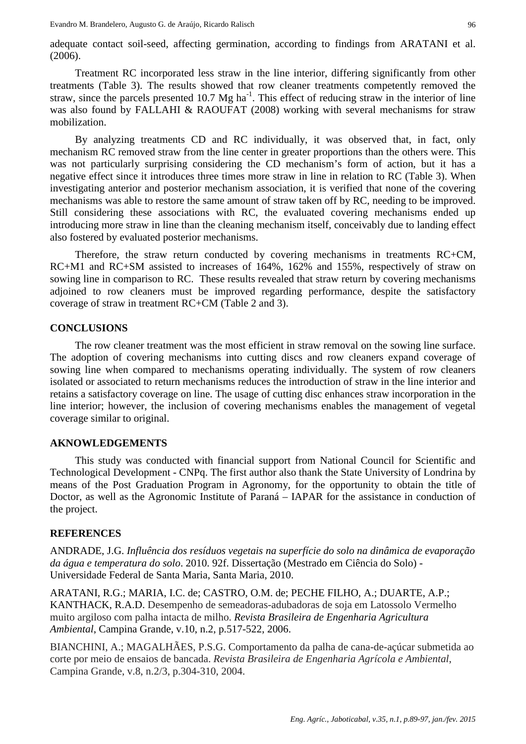adequate contact soil-seed, affecting germination, according to findings from ARATANI et al. (2006).

Treatment RC incorporated less straw in the line interior, differing significantly from other treatments (Table 3). The results showed that row cleaner treatments competently removed the straw, since the parcels presented 10.7 Mg ha$^{-1}$. This effect of reducing straw in the interior of line was also found by FALLAHI & RAOUFAT (2008) working with several mechanisms for straw mobilization.

By analyzing treatments CD and RC individually, it was observed that, in fact, only mechanism RC removed straw from the line center in greater proportions than the others were. This was not particularly surprising considering the CD mechanism's form of action, but it has a negative effect since it introduces three times more straw in line in relation to RC (Table 3). When investigating anterior and posterior mechanism association, it is verified that none of the covering mechanisms was able to restore the same amount of straw taken off by RC, needing to be improved. Still considering these associations with RC, the evaluated covering mechanisms ended up introducing more straw in line than the cleaning mechanism itself, conceivably due to landing effect also fostered by evaluated posterior mechanisms.

Therefore, the straw return conducted by covering mechanisms in treatments RC+CM, RC+M1 and RC+SM assisted to increases of 164%, 162% and 155%, respectively of straw on sowing line in comparison to RC. These results revealed that straw return by covering mechanisms adjoined to row cleaners must be improved regarding performance, despite the satisfactory coverage of straw in treatment RC+CM (Table 2 and 3).

## CONCLUSIONS

The row cleaner treatment was the most efficient in straw removal on the sowing line surface. The adoption of covering mechanisms into cutting discs and row cleaners expand coverage of sowing line when compared to mechanisms operating individually. The system of row cleaners isolated or associated to return mechanisms reduces the introduction of straw in the line interior and retains a satisfactory coverage on line. The usage of cutting disc enhances straw incorporation in the line interior; however, the inclusion of covering mechanisms enables the management of vegetal coverage similar to original.

## AKNOWLEDGEMENTS

This study was conducted with financial support from National Council for Scientific and Technological Development - CNPq. The first author also thank the State University of Londrina by means of the Post Graduation Program in Agronomy, for the opportunity to obtain the title of Doctor, as well as the Agronomic Institute of Paraná – IAPAR for the assistance in conduction of the project.

## REFERENCES

ANDRADE, J.G. *Influência dos resíduos vegetais na superfície do solo na dinâmica de evaporação da água e temperatura do solo*. 2010. 92f. Dissertação (Mestrado em Ciência do Solo) - Universidade Federal de Santa Maria, Santa Maria, 2010.

ARATANI, R.G.; MARIA, I.C. de; CASTRO, O.M. de; PECHE FILHO, A.; DUARTE, A.P.; KANTHACK, R.A.D. Desempenho de semeadoras-adubadoras de soja em Latossolo Vermelho muito argiloso com palha intacta de milho. *Revista Brasileira de Engenharia Agricultura Ambiental*, Campina Grande, v.10, n.2, p.517-522, 2006.

BIANCHINI, A.; MAGALHÃES, P.S.G. Comportamento da palha de cana-de-açúcar submetida ao corte por meio de ensaios de bancada. *Revista Brasileira de Engenharia Agrícola e Ambiental*, Campina Grande, v.8, n.2/3, p.304-310, 2004.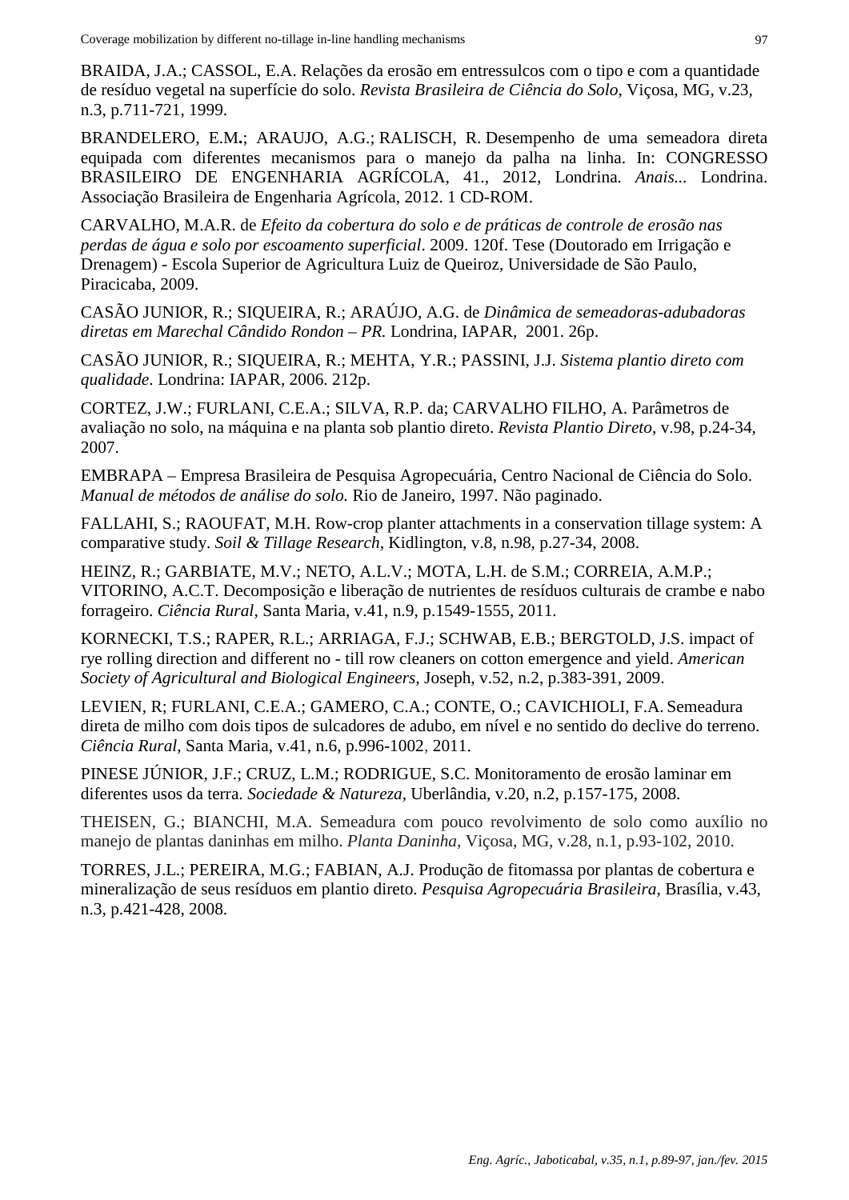BRAIDA, J.A.; CASSOL, E.A. Relações da erosão em entressulcos com o tipo e com a quantidade de resíduo vegetal na superfície do solo. *Revista Brasileira de Ciência do Solo*, Viçosa, MG, v.23, n.3, p.711-721, 1999.

BRANDELERO, E.M.; ARAUJO, A.G.; RALISCH, R. Desempenho de uma semeadora direta equipada com diferentes mecanismos para o manejo da palha na linha. In: CONGRESSO BRASILEIRO DE ENGENHARIA AGRÍCOLA, 41., 2012, Londrina. *Anais...* Londrina. Associação Brasileira de Engenharia Agrícola, 2012. 1 CD-ROM.

CARVALHO, M.A.R. de *Efeito da cobertura do solo e de práticas de controle de erosão nas perdas de água e solo por escoamento superficial*. 2009. 120f. Tese (Doutorado em Irrigação e Drenagem) - Escola Superior de Agricultura Luiz de Queiroz, Universidade de São Paulo, Piracicaba, 2009.

CASÃO JUNIOR, R.; SIQUEIRA, R.; ARAÚJO, A.G. de *Dinâmica de semeadoras-adubadoras diretas em Marechal Cândido Rondon – PR.* Londrina, IAPAR, 2001. 26p.

CASÃO JUNIOR, R.; SIQUEIRA, R.; MEHTA, Y.R.; PASSINI, J.J. *Sistema plantio direto com qualidade*. Londrina: IAPAR, 2006. 212p.

CORTEZ, J.W.; FURLANI, C.E.A.; SILVA, R.P. da; CARVALHO FILHO, A. Parâmetros de avaliação no solo, na máquina e na planta sob plantio direto. *Revista Plantio Direto*, v.98, p.24-34, 2007.

EMBRAPA – Empresa Brasileira de Pesquisa Agropecuária, Centro Nacional de Ciência do Solo. *Manual de métodos de análise do solo.* Rio de Janeiro, 1997. Não paginado.

FALLAHI, S.; RAOUFAT, M.H. Row-crop planter attachments in a conservation tillage system: A comparative study. *Soil & Tillage Research*, Kidlington, v.8, n.98, p.27-34, 2008.

HEINZ, R.; GARBIATE, M.V.; NETO, A.L.V.; MOTA, L.H. de S.M.; CORREIA, A.M.P.; VITORINO, A.C.T. Decomposição e liberação de nutrientes de resíduos culturais de crambe e nabo forrageiro. *Ciência Rural*, Santa Maria, v.41, n.9, p.1549-1555, 2011.

KORNECKI, T.S.; RAPER, R.L.; ARRIAGA, F.J.; SCHWAB, E.B.; BERGTOLD, J.S. impact of rye rolling direction and different no - till row cleaners on cotton emergence and yield. *American Society of Agricultural and Biological Engineers*, Joseph, v.52, n.2, p.383-391, 2009.

LEVIEN, R; FURLANI, C.E.A.; GAMERO, C.A.; CONTE, O.; CAVICHIOLI, F.A. Semeadura direta de milho com dois tipos de sulcadores de adubo, em nível e no sentido do declive do terreno. *Ciência Rural*, Santa Maria, v.41, n.6, p.996-1002, 2011.

PINESE JÚNIOR, J.F.; CRUZ, L.M.; RODRIGUE, S.C. Monitoramento de erosão laminar em diferentes usos da terra. *Sociedade & Natureza*, Uberlândia, v.20, n.2, p.157-175, 2008.

THEISEN, G.; BIANCHI, M.A. Semeadura com pouco revolvimento de solo como auxílio no manejo de plantas daninhas em milho. *Planta Daninha*, Viçosa, MG, v.28, n.1, p.93-102, 2010.

TORRES, J.L.; PEREIRA, M.G.; FABIAN, A.J. Produção de fitomassa por plantas de cobertura e mineralização de seus resíduos em plantio direto. *Pesquisa Agropecuária Brasileira*, Brasília, v.43, n.3, p.421-428, 2008.